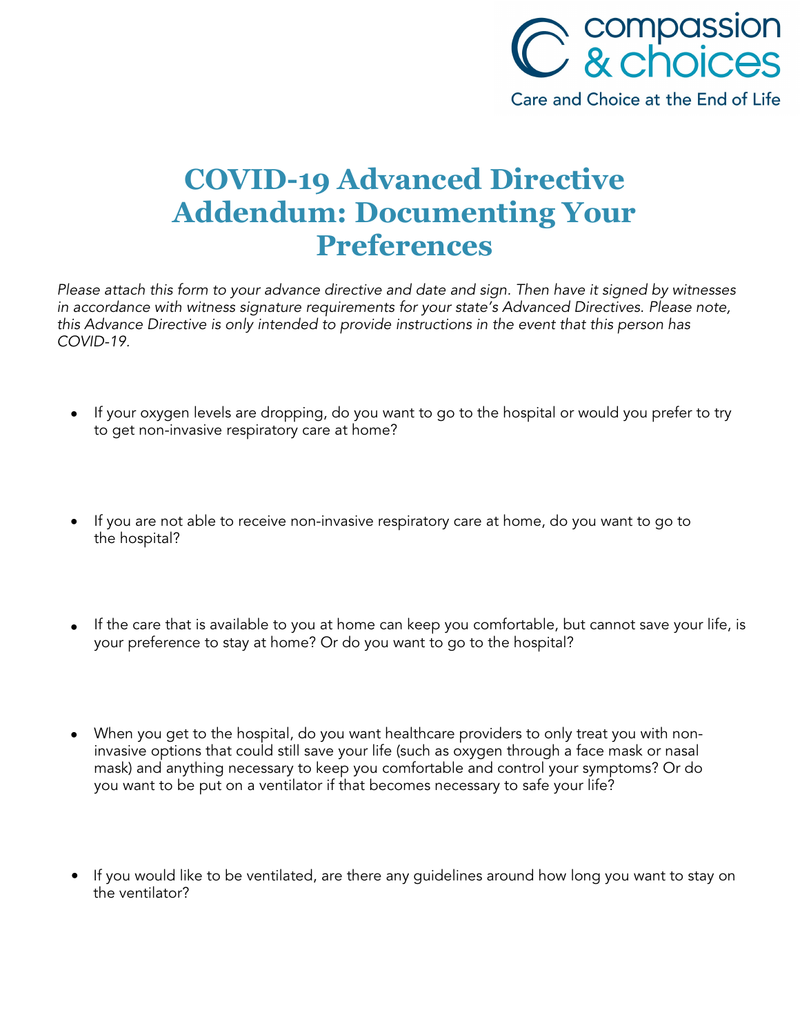compassion & choices

Care and Choice at the End of Life

# COVID-19 Advanced Directive Addendum: Documenting Your Preferences

*Please attach this form to your advance directive and date and sign. Then have it signed by witnesses in accordance with witness signature requirements for your state's Advanced Directives. Please note, this Advance Directive is only intended to provide instructions in the event that this person has COVID-19.*

- If your oxygen levels are dropping, do you want to go to the hospital or would you prefer to try to get non-invasive respiratory care at home?

- If you are not able to receive non-invasive respiratory care at home, do you want to go to the hospital?

- If the care that is available to you at home can keep you comfortable, but cannot save your life, is your preference to stay at home? Or do you want to go to the hospital?

- When you get to the hospital, do you want healthcare providers to only treat you with non-invasive options that could still save your life (such as oxygen through a face mask or nasal mask) and anything necessary to keep you comfortable and control your symptoms? Or do you want to be put on a ventilator if that becomes necessary to safe your life?

- If you would like to be ventilated, are there any guidelines around how long you want to stay on the ventilator?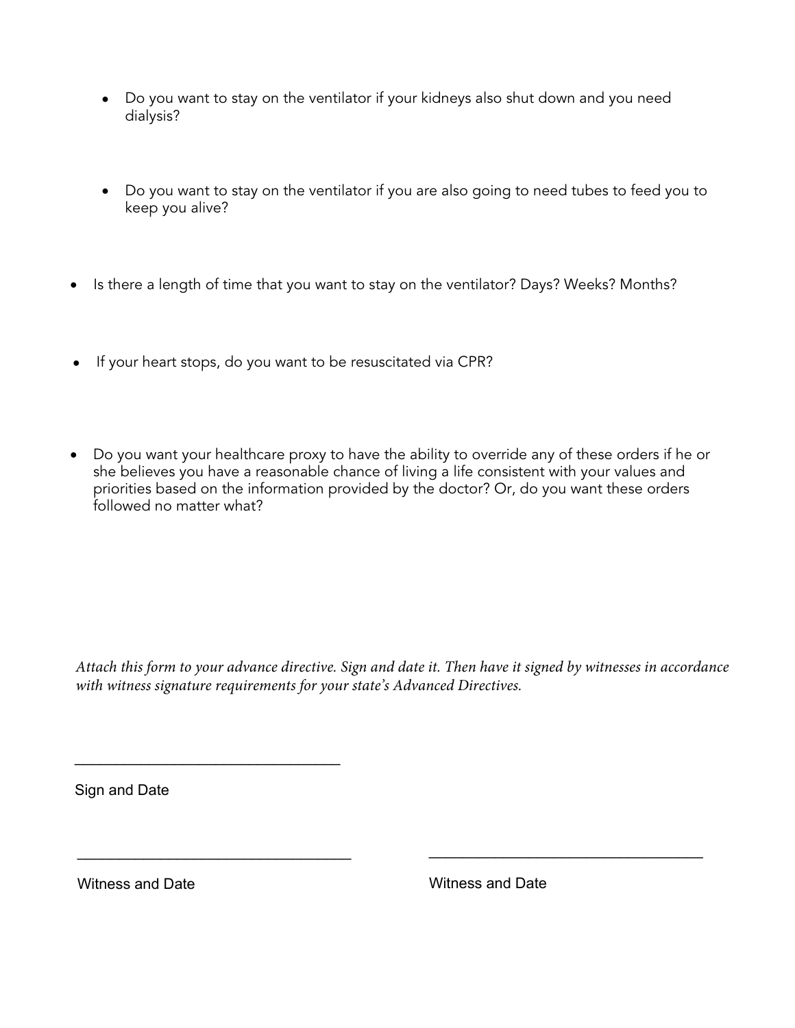- Do you want to stay on the ventilator if your kidneys also shut down and you need dialysis?

- Do you want to stay on the ventilator if you are also going to need tubes to feed you to keep you alive?

- Is there a length of time that you want to stay on the ventilator? Days? Weeks? Months?

- If your heart stops, do you want to be resuscitated via CPR?

- Do you want your healthcare proxy to have the ability to override any of these orders if he or she believes you have a reasonable chance of living a life consistent with your values and priorities based on the information provided by the doctor? Or, do you want these orders followed no matter what?

*Attach this form to your advance directive. Sign and date it. Then have it signed by witnesses in accordance with witness signature requirements for your state's Advanced Directives.*

\_\_\_\_\_\_\_\_\_\_\_\_\_\_\_\_\_\_\_\_\_\_\_\_\_\_\_\_\_\_\_\_\_\_

Sign and Date

\_\_\_\_\_\_\_\_\_\_\_\_\_\_\_\_\_\_\_\_\_\_\_\_\_\_\_\_\_\_\_\_\_\_

Witness and Date

\_\_\_\_\_\_\_\_\_\_\_\_\_\_\_\_\_\_\_\_\_\_\_\_\_\_\_\_\_\_\_\_\_\_

Witness and Date